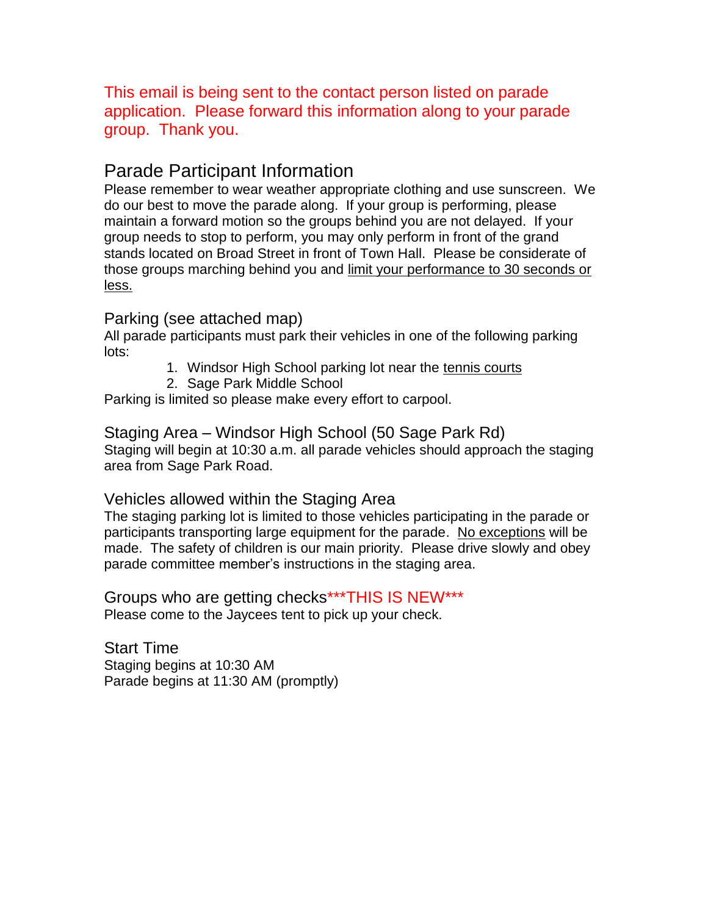This email is being sent to the contact person listed on parade application. Please forward this information along to your parade group. Thank you.

## Parade Participant Information

Please remember to wear weather appropriate clothing and use sunscreen. We do our best to move the parade along. If your group is performing, please maintain a forward motion so the groups behind you are not delayed. If your group needs to stop to perform, you may only perform in front of the grand stands located on Broad Street in front of Town Hall. Please be considerate of those groups marching behind you and limit your performance to 30 seconds or less.

### Parking (see attached map)

All parade participants must park their vehicles in one of the following parking lots:

1. Windsor High School parking lot near the tennis courts
2. Sage Park Middle School

Parking is limited so please make every effort to carpool.

### Staging Area – Windsor High School (50 Sage Park Rd)

Staging will begin at 10:30 a.m. all parade vehicles should approach the staging area from Sage Park Road.

### Vehicles allowed within the Staging Area

The staging parking lot is limited to those vehicles participating in the parade or participants transporting large equipment for the parade. No exceptions will be made. The safety of children is our main priority. Please drive slowly and obey parade committee member's instructions in the staging area.

### Groups who are getting checks***THIS IS NEW***

Please come to the Jaycees tent to pick up your check.

### Start Time

Staging begins at 10:30 AM
Parade begins at 11:30 AM (promptly)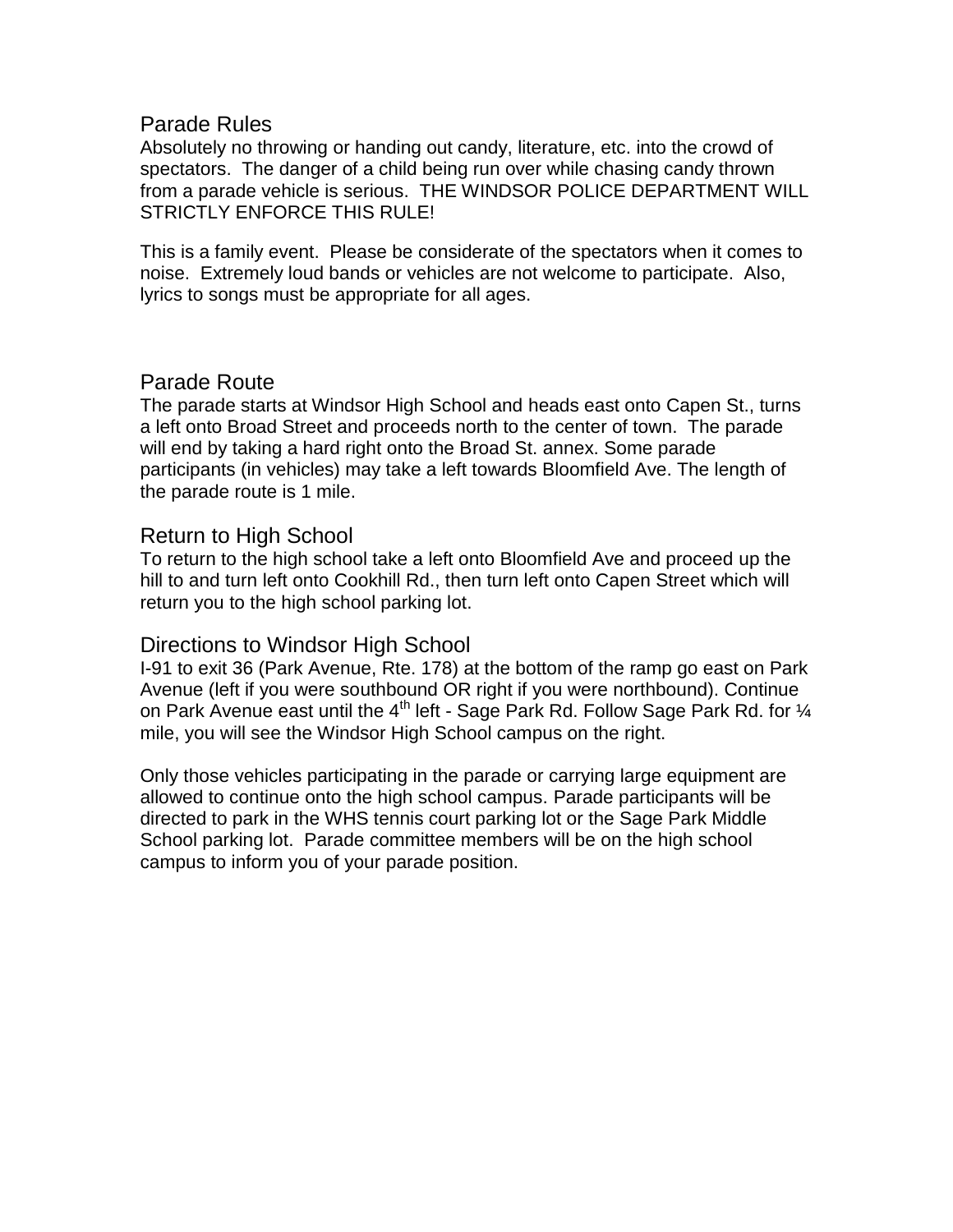## Parade Rules

Absolutely no throwing or handing out candy, literature, etc. into the crowd of spectators. The danger of a child being run over while chasing candy thrown from a parade vehicle is serious. THE WINDSOR POLICE DEPARTMENT WILL STRICTLY ENFORCE THIS RULE!

This is a family event. Please be considerate of the spectators when it comes to noise. Extremely loud bands or vehicles are not welcome to participate. Also, lyrics to songs must be appropriate for all ages.

## Parade Route

The parade starts at Windsor High School and heads east onto Capen St., turns a left onto Broad Street and proceeds north to the center of town. The parade will end by taking a hard right onto the Broad St. annex. Some parade participants (in vehicles) may take a left towards Bloomfield Ave. The length of the parade route is 1 mile.

## Return to High School

To return to the high school take a left onto Bloomfield Ave and proceed up the hill to and turn left onto Cookhill Rd., then turn left onto Capen Street which will return you to the high school parking lot.

## Directions to Windsor High School

I-91 to exit 36 (Park Avenue, Rte. 178) at the bottom of the ramp go east on Park Avenue (left if you were southbound OR right if you were northbound). Continue on Park Avenue east until the 4th left - Sage Park Rd. Follow Sage Park Rd. for ¼ mile, you will see the Windsor High School campus on the right.

Only those vehicles participating in the parade or carrying large equipment are allowed to continue onto the high school campus. Parade participants will be directed to park in the WHS tennis court parking lot or the Sage Park Middle School parking lot. Parade committee members will be on the high school campus to inform you of your parade position.